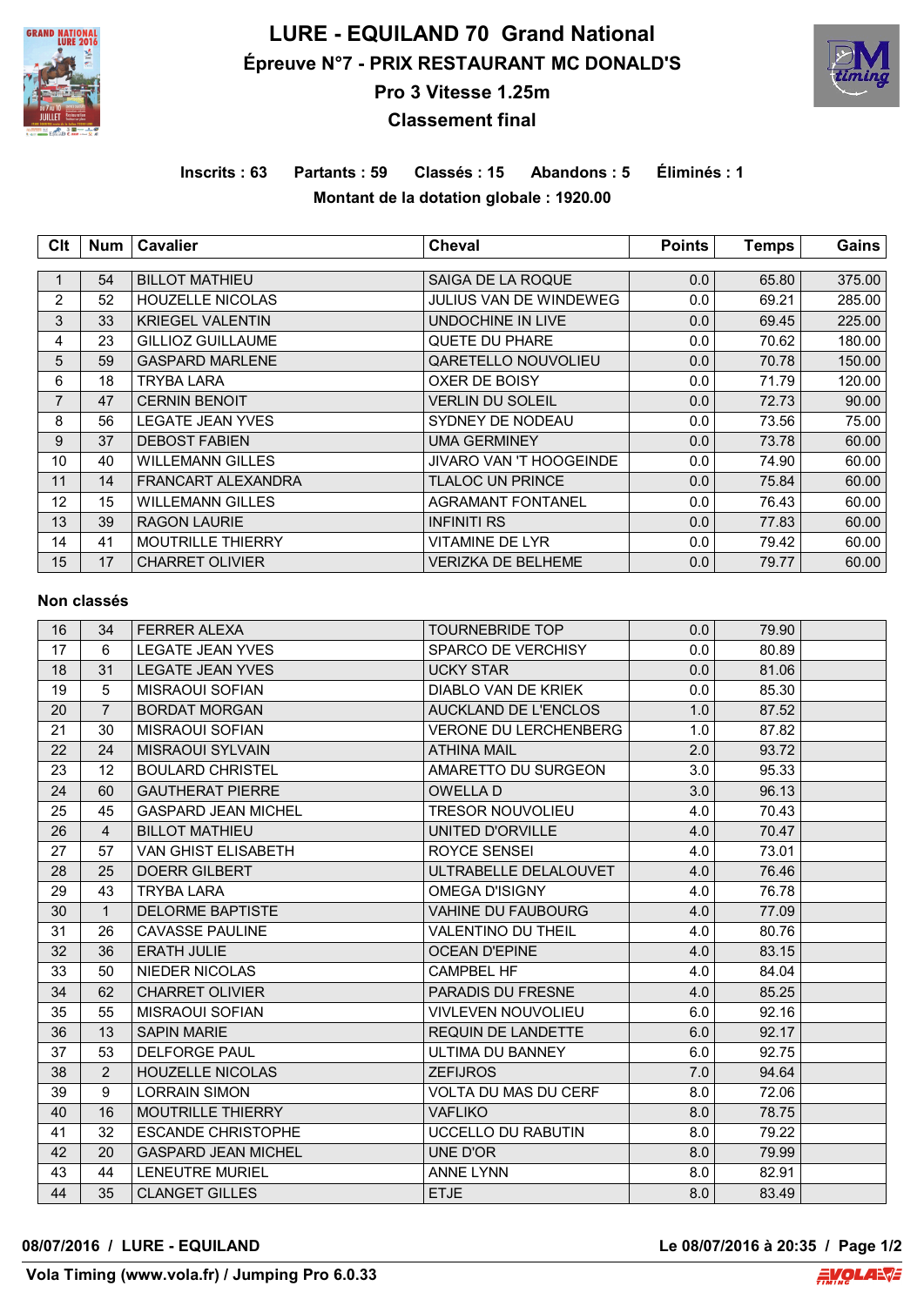# LURE - EQUILAND 70 Grand National

## Épreuve N°7 - PRIX RESTAURANT MC DONALD'S

## Pro 3 Vitesse 1.25m

## Classement final

**Inscrits : 63 Partants : 59 Classés : 15 Abandons : 5 Éliminés : 1**

**Montant de la dotation globale : 1920.00**

| Clt | Num | Cavalier | Cheval | Points | Temps | Gains |
|---|---|---|---|---|---|---|
| 1 | 54 | BILLOT MATHIEU | SAIGA DE LA ROQUE | 0.0 | 65.80 | 375.00 |
| 2 | 52 | HOUZELLE NICOLAS | JULIUS VAN DE WINDEWEG | 0.0 | 69.21 | 285.00 |
| 3 | 33 | KRIEGEL VALENTIN | UNDOCHINE IN LIVE | 0.0 | 69.45 | 225.00 |
| 4 | 23 | GILLIOZ GUILLAUME | QUETE DU PHARE | 0.0 | 70.62 | 180.00 |
| 5 | 59 | GASPARD MARLENE | QARETELLO NOUVOLIEU | 0.0 | 70.78 | 150.00 |
| 6 | 18 | TRYBA LARA | OXER DE BOISY | 0.0 | 71.79 | 120.00 |
| 7 | 47 | CERNIN BENOIT | VERLIN DU SOLEIL | 0.0 | 72.73 | 90.00 |
| 8 | 56 | LEGATE JEAN YVES | SYDNEY DE NODEAU | 0.0 | 73.56 | 75.00 |
| 9 | 37 | DEBOST FABIEN | UMA GERMINEY | 0.0 | 73.78 | 60.00 |
| 10 | 40 | WILLEMANN GILLES | JIVARO VAN 'T HOOGEINDE | 0.0 | 74.90 | 60.00 |
| 11 | 14 | FRANCART ALEXANDRA | TLALOC UN PRINCE | 0.0 | 75.84 | 60.00 |
| 12 | 15 | WILLEMANN GILLES | AGRAMANT FONTANEL | 0.0 | 76.43 | 60.00 |
| 13 | 39 | RAGON LAURIE | INFINITI RS | 0.0 | 77.83 | 60.00 |
| 14 | 41 | MOUTRILLE THIERRY | VITAMINE DE LYR | 0.0 | 79.42 | 60.00 |
| 15 | 17 | CHARRET OLIVIER | VERIZKA DE BELHEME | 0.0 | 79.77 | 60.00 |

**Non classés**

| Clt | Num | Cavalier | Cheval | Points | Temps | Gains |
|---|---|---|---|---|---|---|
| 16 | 34 | FERRER ALEXA | TOURNEBRIDE TOP | 0.0 | 79.90 | |
| 17 | 6 | LEGATE JEAN YVES | SPARCO DE VERCHISY | 0.0 | 80.89 | |
| 18 | 31 | LEGATE JEAN YVES | UCKY STAR | 0.0 | 81.06 | |
| 19 | 5 | MISRAOUI SOFIAN | DIABLO VAN DE KRIEK | 0.0 | 85.30 | |
| 20 | 7 | BORDAT MORGAN | AUCKLAND DE L'ENCLOS | 1.0 | 87.52 | |
| 21 | 30 | MISRAOUI SOFIAN | VERONE DU LERCHENBERG | 1.0 | 87.82 | |
| 22 | 24 | MISRAOUI SYLVAIN | ATHINA MAIL | 2.0 | 93.72 | |
| 23 | 12 | BOULARD CHRISTEL | AMARETTO DU SURGEON | 3.0 | 95.33 | |
| 24 | 60 | GAUTHERAT PIERRE | OWELLA D | 3.0 | 96.13 | |
| 25 | 45 | GASPARD JEAN MICHEL | TRESOR NOUVOLIEU | 4.0 | 70.43 | |
| 26 | 4 | BILLOT MATHIEU | UNITED D'ORVILLE | 4.0 | 70.47 | |
| 27 | 57 | VAN GHIST ELISABETH | ROYCE SENSEI | 4.0 | 73.01 | |
| 28 | 25 | DOERR GILBERT | ULTRABELLE DELALOUVET | 4.0 | 76.46 | |
| 29 | 43 | TRYBA LARA | OMEGA D'ISIGNY | 4.0 | 76.78 | |
| 30 | 1 | DELORME BAPTISTE | VAHINE DU FAUBOURG | 4.0 | 77.09 | |
| 31 | 26 | CAVASSE PAULINE | VALENTINO DU THEIL | 4.0 | 80.76 | |
| 32 | 36 | ERATH JULIE | OCEAN D'EPINE | 4.0 | 83.15 | |
| 33 | 50 | NIEDER NICOLAS | CAMPBEL HF | 4.0 | 84.04 | |
| 34 | 62 | CHARRET OLIVIER | PARADIS DU FRESNE | 4.0 | 85.25 | |
| 35 | 55 | MISRAOUI SOFIAN | VIVLEVEN NOUVOLIEU | 6.0 | 92.16 | |
| 36 | 13 | SAPIN MARIE | REQUIN DE LANDETTE | 6.0 | 92.17 | |
| 37 | 53 | DELFORGE PAUL | ULTIMA DU BANNEY | 6.0 | 92.75 | |
| 38 | 2 | HOUZELLE NICOLAS | ZEFIJROS | 7.0 | 94.64 | |
| 39 | 9 | LORRAIN SIMON | VOLTA DU MAS DU CERF | 8.0 | 72.06 | |
| 40 | 16 | MOUTRILLE THIERRY | VAFLIKO | 8.0 | 78.75 | |
| 41 | 32 | ESCANDE CHRISTOPHE | UCCELLO DU RABUTIN | 8.0 | 79.22 | |
| 42 | 20 | GASPARD JEAN MICHEL | UNE D'OR | 8.0 | 79.99 | |
| 43 | 44 | LENEUTRE MURIEL | ANNE LYNN | 8.0 | 82.91 | |
| 44 | 35 | CLANGET GILLES | ETJE | 8.0 | 83.49 | |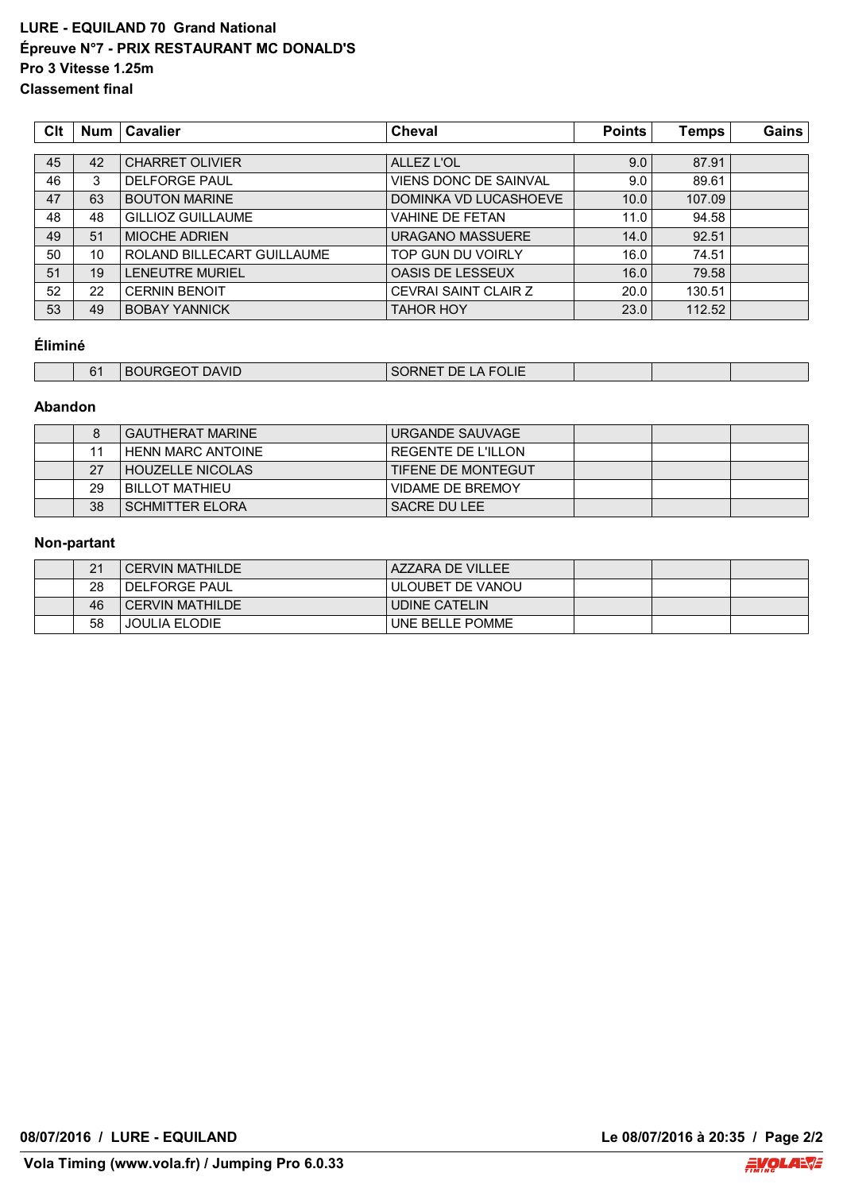**LURE - EQUILAND 70 Grand National**
**Épreuve N°7 - PRIX RESTAURANT MC DONALD'S**
**Pro 3 Vitesse 1.25m**
**Classement final**

| Clt | Num | Cavalier | Cheval | Points | Temps | Gains |
|---|---|---|---|---|---|---|
| 45 | 42 | CHARRET OLIVIER | ALLEZ L'OL | 9.0 | 87.91 | |
| 46 | 3 | DELFORGE PAUL | VIENS DONC DE SAINVAL | 9.0 | 89.61 | |
| 47 | 63 | BOUTON MARINE | DOMINKA VD LUCASHOEVE | 10.0 | 107.09 | |
| 48 | 48 | GILLIOZ GUILLAUME | VAHINE DE FETAN | 11.0 | 94.58 | |
| 49 | 51 | MIOCHE ADRIEN | URAGANO MASSUERE | 14.0 | 92.51 | |
| 50 | 10 | ROLAND BILLECART GUILLAUME | TOP GUN DU VOIRLY | 16.0 | 74.51 | |
| 51 | 19 | LENEUTRE MURIEL | OASIS DE LESSEUX | 16.0 | 79.58 | |
| 52 | 22 | CERNIN BENOIT | CEVRAI SAINT CLAIR Z | 20.0 | 130.51 | |
| 53 | 49 | BOBAY YANNICK | TAHOR HOY | 23.0 | 112.52 | |

**Éliminé**

| | | | | | | |
|---|---|---|---|---|---|---|
| | 61 | BOURGEOT DAVID | SORNET DE LA FOLIE | | | |

**Abandon**

| | | | | | | |
|---|---|---|---|---|---|---|
| | 8 | GAUTHERAT MARINE | URGANDE SAUVAGE | | | |
| | 11 | HENN MARC ANTOINE | REGENTE DE L'ILLON | | | |
| | 27 | HOUZELLE NICOLAS | TIFENE DE MONTEGUT | | | |
| | 29 | BILLOT MATHIEU | VIDAME DE BREMOY | | | |
| | 38 | SCHMITTER ELORA | SACRE DU LEE | | | |

**Non-partant**

| | | | | | | |
|---|---|---|---|---|---|---|
| | 21 | CERVIN MATHILDE | AZZARA DE VILLEE | | | |
| | 28 | DELFORGE PAUL | ULOUBET DE VANOU | | | |
| | 46 | CERVIN MATHILDE | UDINE CATELIN | | | |
| | 58 | JOULIA ELODIE | UNE BELLE POMME | | | |